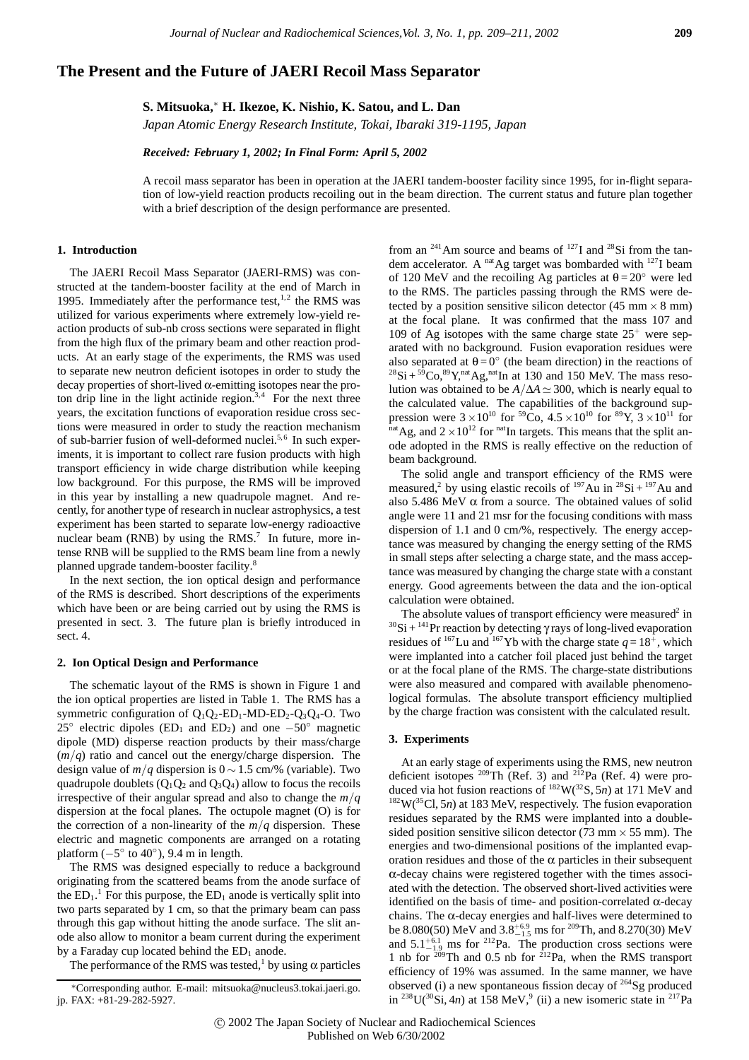# The Present and the Future of JAERI Recoil Mass Separator

**S. Mitsuoka,*  H. Ikezoe, K. Nishio, K. Satou, and L. Dan**

*Japan Atomic Energy Research Institute, Tokai, Ibaraki 319-1195, Japan*

***Received: February 1, 2002; In Final Form: April 5, 2002***

A recoil mass separator has been in operation at the JAERI tandem-booster facility since 1995, for in-flight separation of low-yield reaction products recoiling out in the beam direction. The current status and future plan together with a brief description of the design performance are presented.

## 1. Introduction

The JAERI Recoil Mass Separator (JAERI-RMS) was constructed at the tandem-booster facility at the end of March in 1995. Immediately after the performance test,[1,2] the RMS was utilized for various experiments where extremely low-yield reaction products of sub-nb cross sections were separated in flight from the high flux of the primary beam and other reaction products. At an early stage of the experiments, the RMS was used to separate new neutron deficient isotopes in order to study the decay properties of short-lived $\alpha$-emitting isotopes near the proton drip line in the light actinide region.[3,4] For the next three years, the excitation functions of evaporation residue cross sections were measured in order to study the reaction mechanism of sub-barrier fusion of well-deformed nuclei.[5,6] In such experiments, it is important to collect rare fusion products with high transport efficiency in wide charge distribution while keeping low background. For this purpose, the RMS will be improved in this year by installing a new quadrupole magnet. And recently, for another type of research in nuclear astrophysics, a test experiment has been started to separate low-energy radioactive nuclear beam (RNB) by using the RMS.[7] In future, more intense RNB will be supplied to the RMS beam line from a newly planned upgrade tandem-booster facility.[8]

In the next section, the ion optical design and performance of the RMS is described. Short descriptions of the experiments which have been or are being carried out by using the RMS is presented in sect. 3. The future plan is briefly introduced in sect. 4.

## 2. Ion Optical Design and Performance

The schematic layout of the RMS is shown in Figure 1 and the ion optical properties are listed in Table 1. The RMS has a symmetric configuration of $Q_1Q_2$-$ED_1$-MD-$ED_2$-$Q_3Q_4$-O. Two 25° electric dipoles ($ED_1$ and $ED_2$) and one −50° magnetic dipole (MD) disperse reaction products by their mass/charge ($m/q$) ratio and cancel out the energy/charge dispersion. The design value of $m/q$ dispersion is $0 \sim 1.5$ cm/% (variable). Two quadrupole doublets ($Q_1Q_2$ and $Q_3Q_4$) allow to focus the recoils irrespective of their angular spread and also to change the $m/q$ dispersion at the focal planes. The octupole magnet (O) is for the correction of a non-linearity of the $m/q$ dispersion. These electric and magnetic components are arranged on a rotating platform (−5° to 40°), 9.4 m in length.

The RMS was designed especially to reduce a background originating from the scattered beams from the anode surface of the $ED_1$.[1] For this purpose, the $ED_1$ anode is vertically split into two parts separated by 1 cm, so that the primary beam can pass through this gap without hitting the anode surface. The slit anode also allow to monitor a beam current during the experiment by a Faraday cup located behind the $ED_1$ anode.

The performance of the RMS was tested,[1] by using $\alpha$ particles from an $^{241}$Am source and beams of $^{127}$I and $^{28}$Si from the tandem accelerator. A $^{nat}$Ag target was bombarded with $^{127}$I beam of 120 MeV and the recoiling Ag particles at $\theta = 20°$ were led to the RMS. The particles passing through the RMS were detected by a position sensitive silicon detector (45 mm × 8 mm) at the focal plane. It was confirmed that the mass 107 and 109 of Ag isotopes with the same charge state $25^+$ were separated with no background. Fusion evaporation residues were also separated at $\theta = 0°$ (the beam direction) in the reactions of $^{28}$Si + $^{59}$Co, $^{89}$Y, $^{nat}$Ag, $^{nat}$In at 130 and 150 MeV. The mass resolution was obtained to be $A/\Delta A \simeq 300$, which is nearly equal to the calculated value. The capabilities of the background suppression were $3 \times 10^{10}$ for $^{59}$Co, $4.5 \times 10^{10}$ for $^{89}$Y, $3 \times 10^{11}$ for $^{nat}$Ag, and $2 \times 10^{12}$ for $^{nat}$In targets. This means that the split anode adopted in the RMS is really effective on the reduction of beam background.

The solid angle and transport efficiency of the RMS were measured,[2] by using elastic recoils of $^{197}$Au in $^{28}$Si + $^{197}$Au and also 5.486 MeV $\alpha$ from a source. The obtained values of solid angle were 11 and 21 msr for the focusing conditions with mass dispersion of 1.1 and 0 cm/%, respectively. The energy acceptance was measured by changing the energy setting of the RMS in small steps after selecting a charge state, and the mass acceptance was measured by changing the charge state with a constant energy. Good agreements between the data and the ion-optical calculation were obtained.

The absolute values of transport efficiency were measured[2] in $^{30}$Si + $^{141}$Pr reaction by detecting $\gamma$ rays of long-lived evaporation residues of $^{167}$Lu and $^{167}$Yb with the charge state $q = 18^+$, which were implanted into a catcher foil placed just behind the target or at the focal plane of the RMS. The charge-state distributions were also measured and compared with available phenomenological formulas. The absolute transport efficiency multiplied by the charge fraction was consistent with the calculated result.

## 3. Experiments

At an early stage of experiments using the RMS, new neutron deficient isotopes $^{209}$Th (Ref. 3) and $^{212}$Pa (Ref. 4) were produced via hot fusion reactions of $^{182}$W($^{32}$S, 5*n*) at 171 MeV and $^{182}$W($^{35}$Cl, 5*n*) at 183 MeV, respectively. The fusion evaporation residues separated by the RMS were implanted into a double-sided position sensitive silicon detector (73 mm × 55 mm). The energies and two-dimensional positions of the implanted evaporation residues and those of the $\alpha$ particles in their subsequent $\alpha$-decay chains were registered together with the times associated with the detection. The observed short-lived activities were identified on the basis of time- and position-correlated $\alpha$-decay chains. The $\alpha$-decay energies and half-lives were determined to be 8.080(50) MeV and $3.8^{+6.9}_{-1.5}$ ms for $^{209}$Th, and 8.270(30) MeV and $5.1^{+6.1}_{-1.9}$ ms for $^{212}$Pa. The production cross sections were 1 nb for $^{209}$Th and 0.5 nb for $^{212}$Pa, when the RMS transport efficiency of 19% was assumed. In the same manner, we have observed (i) a new spontaneous fission decay of $^{264}$Sg produced in $^{238}$U($^{30}$Si, 4*n*) at 158 MeV,[9] (ii) a new isomeric state in $^{217}$Pa

*Corresponding author. E-mail: mitsuoka@nucleus3.tokai.jaeri.go.jp. FAX: +81-29-282-5927.

© 2002 The Japan Society of Nuclear and Radiochemical Sciences
Published on Web 6/30/2002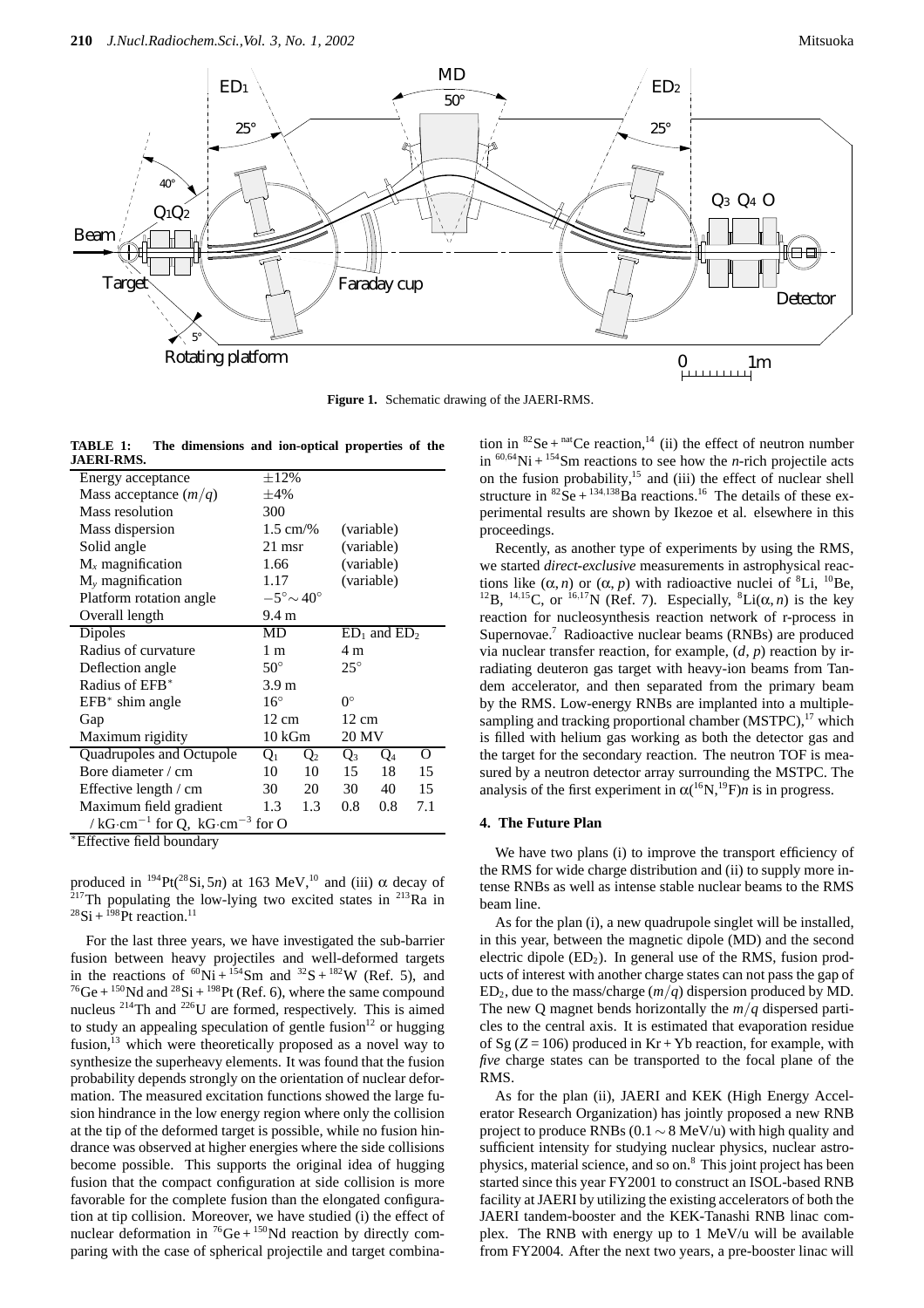**Figure 1.** Schematic drawing of the JAERI-RMS.

**TABLE 1: The dimensions and ion-optical properties of the JAERI-RMS.**

| Energy acceptance | $\pm 12\%$ | | | | |
|---|---|---|---|---|---|
| Mass acceptance ($m/q$) | $\pm 4\%$ | | | | |
| Mass resolution | 300 | | | | |
| Mass dispersion | 1.5 cm/% | | (variable) | | |
| Solid angle | 21 msr | | (variable) | | |
| $M_x$ magnification | 1.66 | | (variable) | | |
| $M_y$ magnification | 1.17 | | (variable) | | |
| Platform rotation angle | $-5^\circ \sim 40^\circ$ | | | | |
| Overall length | 9.4 m | | | | |
| Dipoles | MD | | $ED_1$ and $ED_2$ | | |
| Radius of curvature | 1 m | | 4 m | | |
| Deflection angle | $50^\circ$ | | $25^\circ$ | | |
| Radius of EFB* | 3.9 m | | | | |
| EFB* shim angle | $16^\circ$ | | $0^\circ$ | | |
| Gap | 12 cm | | 12 cm | | |
| Maximum rigidity | 10 kGm | | 20 MV | | |
| Quadrupoles and Octupole | $Q_1$ | $Q_2$ | $Q_3$ | $Q_4$ | O |
| Bore diameter / cm | 10 | 10 | 15 | 18 | 15 |
| Effective length / cm | 30 | 20 | 30 | 40 | 15 |
| Maximum field gradient | 1.3 | 1.3 | 0.8 | 0.8 | 7.1 |
| / $kG \cdot cm^{-1}$ for Q, $kG \cdot cm^{-3}$ for O | | | | | |

*Effective field boundary

produced in $^{194}$Pt($^{28}$Si, 5$n$) at 163 MeV,[10] and (iii) $\alpha$ decay of $^{217}$Th populating the low-lying two excited states in $^{213}$Ra in $^{28}$Si + $^{198}$Pt reaction.[11]

For the last three years, we have investigated the sub-barrier fusion between heavy projectiles and well-deformed targets in the reactions of $^{60}$Ni + $^{154}$Sm and $^{32}$S + $^{182}$W (Ref. 5), and $^{76}$Ge + $^{150}$Nd and $^{28}$Si + $^{198}$Pt (Ref. 6), where the same compound nucleus $^{214}$Th and $^{226}$U are formed, respectively. This is aimed to study an appealing speculation of gentle fusion[12] or hugging fusion,[13] which were theoretically proposed as a novel way to synthesize the superheavy elements. It was found that the fusion probability depends strongly on the orientation of nuclear deformation. The measured excitation functions showed the large fusion hindrance in the low energy region where only the collision at the tip of the deformed target is possible, while no fusion hindrance was observed at higher energies where the side collisions become possible. This supports the original idea of hugging fusion that the compact configuration at side collision is more favorable for the complete fusion than the elongated configuration at tip collision. Moreover, we have studied (i) the effect of nuclear deformation in $^{76}$Ge + $^{150}$Nd reaction by directly comparing with the case of spherical projectile and target combination in $^{82}$Se + $^{\rm nat}$Ce reaction,[14] (ii) the effect of neutron number in $^{60,64}$Ni + $^{154}$Sm reactions to see how the $n$-rich projectile acts on the fusion probability,[15] and (iii) the effect of nuclear shell structure in $^{82}$Se + $^{134,138}$Ba reactions.[16] The details of these experimental results are shown by Ikezoe et al. elsewhere in this proceedings.

Recently, as another type of experiments by using the RMS, we started *direct-exclusive* measurements in astrophysical reactions like ($\alpha$, $n$) or ($\alpha$, $p$) with radioactive nuclei of $^{8}$Li, $^{10}$Be, $^{12}$B, $^{14,15}$C, or $^{16,17}$N (Ref. 7). Especially, $^{8}$Li($\alpha$, $n$) is the key reaction for nucleosynthesis reaction network of r-process in Supernovae.[7] Radioactive nuclear beams (RNBs) are produced via nuclear transfer reaction, for example, ($d$, $p$) reaction by irradiating deuteron gas target with heavy-ion beams from Tandem accelerator, and then separated from the primary beam by the RMS. Low-energy RNBs are implanted into a multiple-sampling and tracking proportional chamber (MSTPC),[17] which is filled with helium gas working as both the detector gas and the target for the secondary reaction. The neutron TOF is measured by a neutron detector array surrounding the MSTPC. The analysis of the first experiment in $\alpha$($^{16}$N,$^{19}$F)$n$ is in progress.

## 4. The Future Plan

We have two plans (i) to improve the transport efficiency of the RMS for wide charge distribution and (ii) to supply more intense RNBs as well as intense stable nuclear beams to the RMS beam line.

As for the plan (i), a new quadrupole singlet will be installed, in this year, between the magnetic dipole (MD) and the second electric dipole ($ED_2$). In general use of the RMS, fusion products of interest with another charge states can not pass the gap of $ED_2$, due to the mass/charge ($m/q$) dispersion produced by MD. The new Q magnet bends horizontally the $m/q$ dispersed particles to the central axis. It is estimated that evaporation residue of Sg ($Z = 106$) produced in Kr + Yb reaction, for example, with *five* charge states can be transported to the focal plane of the RMS.

As for the plan (ii), JAERI and KEK (High Energy Accelerator Research Organization) has jointly proposed a new RNB project to produce RNBs (0.1 ~ 8 MeV/u) with high quality and sufficient intensity for studying nuclear physics, nuclear astrophysics, material science, and so on.[8] This joint project has been started since this year FY2001 to construct an ISOL-based RNB facility at JAERI by utilizing the existing accelerators of both the JAERI tandem-booster and the KEK-Tanashi RNB linac complex. The RNB with energy up to 1 MeV/u will be available from FY2004. After the next two years, a pre-booster linac will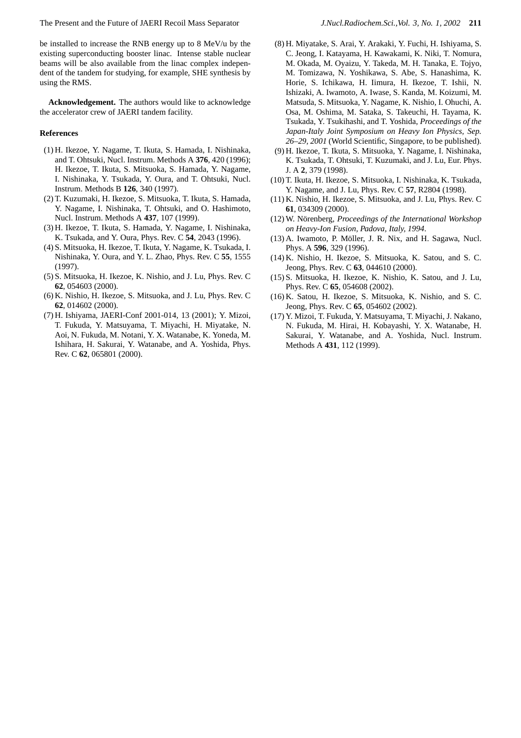be installed to increase the RNB energy up to 8 MeV/u by the existing superconducting booster linac. Intense stable nuclear beams will be also available from the linac complex independent of the tandem for studying, for example, SHE synthesis by using the RMS.

**Acknowledgement.** The authors would like to acknowledge the accelerator crew of JAERI tandem facility.

**References**

(1) H. Ikezoe, Y. Nagame, T. Ikuta, S. Hamada, I. Nishinaka, and T. Ohtsuki, Nucl. Instrum. Methods A **376**, 420 (1996); H. Ikezoe, T. Ikuta, S. Mitsuoka, S. Hamada, Y. Nagame, I. Nishinaka, Y. Tsukada, Y. Oura, and T. Ohtsuki, Nucl. Instrum. Methods B **126**, 340 (1997).

(2) T. Kuzumaki, H. Ikezoe, S. Mitsuoka, T. Ikuta, S. Hamada, Y. Nagame, I. Nishinaka, T. Ohtsuki, and O. Hashimoto, Nucl. Instrum. Methods A **437**, 107 (1999).

(3) H. Ikezoe, T. Ikuta, S. Hamada, Y. Nagame, I. Nishinaka, K. Tsukada, and Y. Oura, Phys. Rev. C **54**, 2043 (1996).

(4) S. Mitsuoka, H. Ikezoe, T. Ikuta, Y. Nagame, K. Tsukada, I. Nishinaka, Y. Oura, and Y. L. Zhao, Phys. Rev. C **55**, 1555 (1997).

(5) S. Mitsuoka, H. Ikezoe, K. Nishio, and J. Lu, Phys. Rev. C **62**, 054603 (2000).

(6) K. Nishio, H. Ikezoe, S. Mitsuoka, and J. Lu, Phys. Rev. C **62**, 014602 (2000).

(7) H. Ishiyama, JAERI-Conf 2001-014, 13 (2001); Y. Mizoi, T. Fukuda, Y. Matsuyama, T. Miyachi, H. Miyatake, N. Aoi, N. Fukuda, M. Notani, Y. X. Watanabe, K. Yoneda, M. Ishihara, H. Sakurai, Y. Watanabe, and A. Yoshida, Phys. Rev. C **62**, 065801 (2000).

(8) H. Miyatake, S. Arai, Y. Arakaki, Y. Fuchi, H. Ishiyama, S. C. Jeong, I. Katayama, H. Kawakami, K. Niki, T. Nomura, M. Okada, M. Oyaizu, Y. Takeda, M. H. Tanaka, E. Tojyo, M. Tomizawa, N. Yoshikawa, S. Abe, S. Hanashima, K. Horie, S. Ichikawa, H. Iimura, H. Ikezoe, T. Ishii, N. Ishizaki, A. Iwamoto, A. Iwase, S. Kanda, M. Koizumi, M. Matsuda, S. Mitsuoka, Y. Nagame, K. Nishio, I. Ohuchi, A. Osa, M. Oshima, M. Sataka, S. Takeuchi, H. Tayama, K. Tsukada, Y. Tsukihashi, and T. Yoshida, *Proceedings of the Japan-Italy Joint Symposium on Heavy Ion Physics, Sep. 26–29, 2001* (World Scientific, Singapore, to be published).

(9) H. Ikezoe, T. Ikuta, S. Mitsuoka, Y. Nagame, I. Nishinaka, K. Tsukada, T. Ohtsuki, T. Kuzumaki, and J. Lu, Eur. Phys. J. A **2**, 379 (1998).

(10) T. Ikuta, H. Ikezoe, S. Mitsuoka, I. Nishinaka, K. Tsukada, Y. Nagame, and J. Lu, Phys. Rev. C **57**, R2804 (1998).

(11) K. Nishio, H. Ikezoe, S. Mitsuoka, and J. Lu, Phys. Rev. C **61**, 034309 (2000).

(12) W. Nörenberg, *Proceedings of the International Workshop on Heavy-Ion Fusion, Padova, Italy, 1994*.

(13) A. Iwamoto, P. Möller, J. R. Nix, and H. Sagawa, Nucl. Phys. A **596**, 329 (1996).

(14) K. Nishio, H. Ikezoe, S. Mitsuoka, K. Satou, and S. C. Jeong, Phys. Rev. C **63**, 044610 (2000).

(15) S. Mitsuoka, H. Ikezoe, K. Nishio, K. Satou, and J. Lu, Phys. Rev. C **65**, 054608 (2002).

(16) K. Satou, H. Ikezoe, S. Mitsuoka, K. Nishio, and S. C. Jeong, Phys. Rev. C **65**, 054602 (2002).

(17) Y. Mizoi, T. Fukuda, Y. Matsuyama, T. Miyachi, J. Nakano, N. Fukuda, M. Hirai, H. Kobayashi, Y. X. Watanabe, H. Sakurai, Y. Watanabe, and A. Yoshida, Nucl. Instrum. Methods A **431**, 112 (1999).